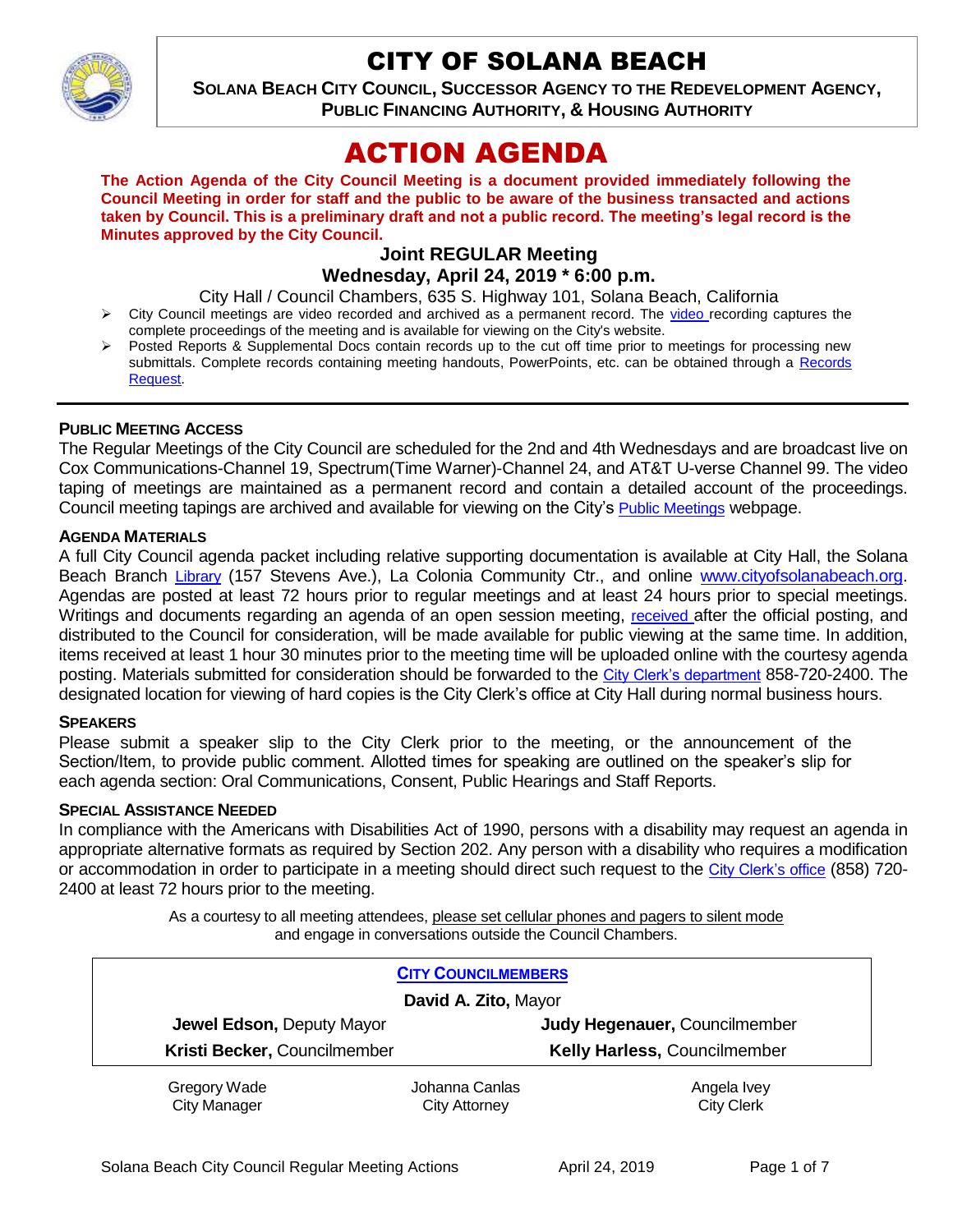# CITY OF SOLANA BEACH

**SOLANA BEACH CITY COUNCIL, SUCCESSOR AGENCY TO THE REDEVELOPMENT AGENCY, PUBLIC FINANCING AUTHORITY, & HOUSING AUTHORITY**

# ACTION AGENDA

**The Action Agenda of the City Council Meeting is a document provided immediately following the Council Meeting in order for staff and the public to be aware of the business transacted and actions taken by Council. This is a preliminary draft and not a public record. The meeting's legal record is the Minutes approved by the City Council.**

### Joint REGULAR Meeting
### Wednesday, April 24, 2019 * 6:00 p.m.

City Hall / Council Chambers, 635 S. Highway 101, Solana Beach, California

- City Council meetings are video recorded and archived as a permanent record. The video recording captures the complete proceedings of the meeting and is available for viewing on the City's website.
- Posted Reports & Supplemental Docs contain records up to the cut off time prior to meetings for processing new submittals. Complete records containing meeting handouts, PowerPoints, etc. can be obtained through a Records Request.

**PUBLIC MEETING ACCESS**

The Regular Meetings of the City Council are scheduled for the 2nd and 4th Wednesdays and are broadcast live on Cox Communications-Channel 19, Spectrum(Time Warner)-Channel 24, and AT&T U-verse Channel 99. The video taping of meetings are maintained as a permanent record and contain a detailed account of the proceedings. Council meeting tapings are archived and available for viewing on the City's Public Meetings webpage.

**AGENDA MATERIALS**

A full City Council agenda packet including relative supporting documentation is available at City Hall, the Solana Beach Branch Library (157 Stevens Ave.), La Colonia Community Ctr., and online www.cityofsolanabeach.org. Agendas are posted at least 72 hours prior to regular meetings and at least 24 hours prior to special meetings. Writings and documents regarding an agenda of an open session meeting, received after the official posting, and distributed to the Council for consideration, will be made available for public viewing at the same time. In addition, items received at least 1 hour 30 minutes prior to the meeting time will be uploaded online with the courtesy agenda posting. Materials submitted for consideration should be forwarded to the City Clerk's department 858-720-2400. The designated location for viewing of hard copies is the City Clerk's office at City Hall during normal business hours.

**SPEAKERS**

Please submit a speaker slip to the City Clerk prior to the meeting, or the announcement of the Section/Item, to provide public comment. Allotted times for speaking are outlined on the speaker's slip for each agenda section: Oral Communications, Consent, Public Hearings and Staff Reports.

**SPECIAL ASSISTANCE NEEDED**

In compliance with the Americans with Disabilities Act of 1990, persons with a disability may request an agenda in appropriate alternative formats as required by Section 202. Any person with a disability who requires a modification or accommodation in order to participate in a meeting should direct such request to the City Clerk's office (858) 720-2400 at least 72 hours prior to the meeting.

As a courtesy to all meeting attendees, please set cellular phones and pagers to silent mode and engage in conversations outside the Council Chambers.

**CITY COUNCILMEMBERS**

**David A. Zito,** Mayor

| | |
|---|---|
| **Jewel Edson,** Deputy Mayor | **Judy Hegenauer,** Councilmember |
| **Kristi Becker,** Councilmember | **Kelly Harless,** Councilmember |

| | | |
|---|---|---|
| Gregory Wade<br>City Manager | Johanna Canlas<br>City Attorney | Angela Ivey<br>City Clerk |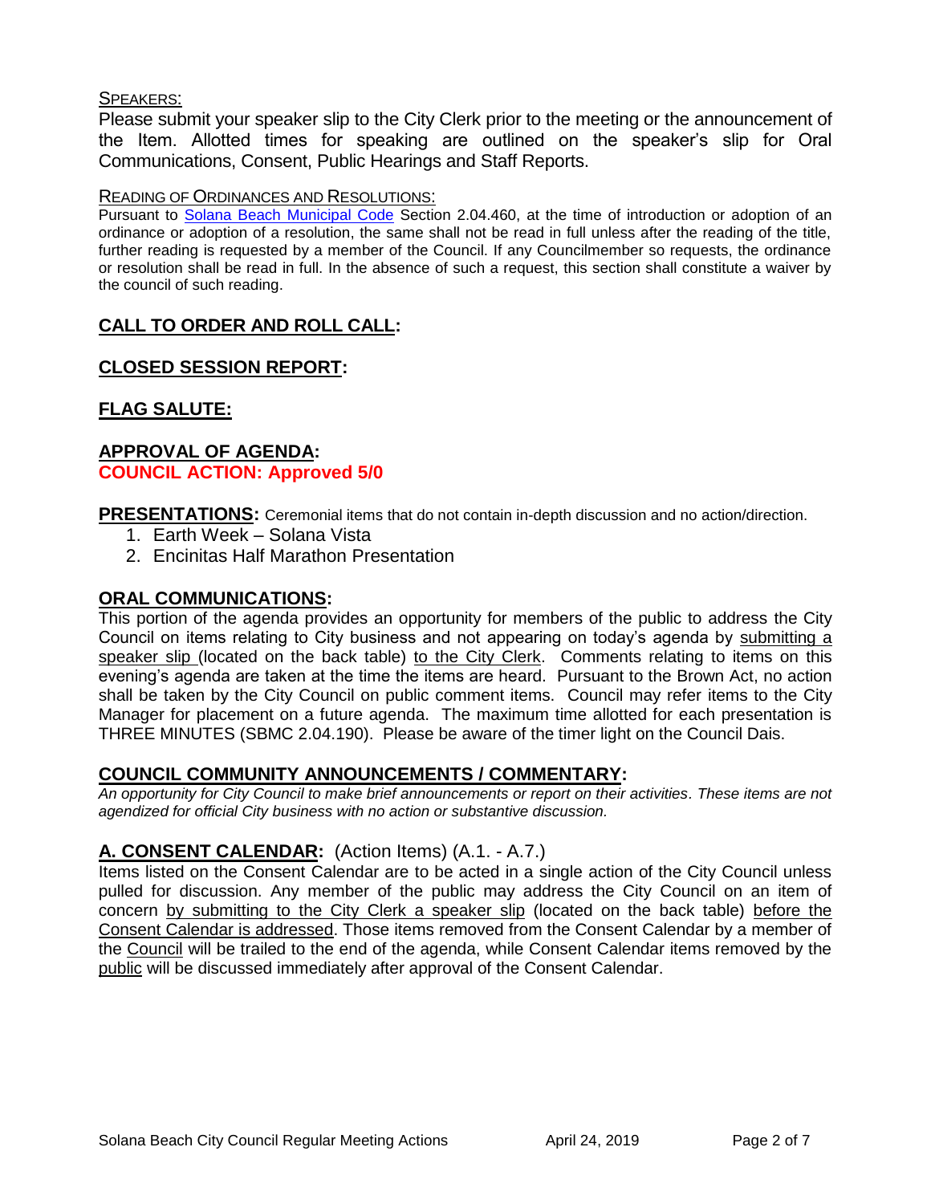SPEAKERS:

Please submit your speaker slip to the City Clerk prior to the meeting or the announcement of the Item. Allotted times for speaking are outlined on the speaker's slip for Oral Communications, Consent, Public Hearings and Staff Reports.

READING OF ORDINANCES AND RESOLUTIONS:

Pursuant to Solana Beach Municipal Code Section 2.04.460, at the time of introduction or adoption of an ordinance or adoption of a resolution, the same shall not be read in full unless after the reading of the title, further reading is requested by a member of the Council. If any Councilmember so requests, the ordinance or resolution shall be read in full. In the absence of such a request, this section shall constitute a waiver by the council of such reading.

## CALL TO ORDER AND ROLL CALL:

## CLOSED SESSION REPORT:

## FLAG SALUTE:

## APPROVAL OF AGENDA:

**COUNCIL ACTION: Approved 5/0**

**PRESENTATIONS:** Ceremonial items that do not contain in-depth discussion and no action/direction.

1. Earth Week – Solana Vista
2. Encinitas Half Marathon Presentation

## ORAL COMMUNICATIONS:

This portion of the agenda provides an opportunity for members of the public to address the City Council on items relating to City business and not appearing on today's agenda by submitting a speaker slip (located on the back table) to the City Clerk. Comments relating to items on this evening's agenda are taken at the time the items are heard. Pursuant to the Brown Act, no action shall be taken by the City Council on public comment items. Council may refer items to the City Manager for placement on a future agenda. The maximum time allotted for each presentation is THREE MINUTES (SBMC 2.04.190). Please be aware of the timer light on the Council Dais.

## COUNCIL COMMUNITY ANNOUNCEMENTS / COMMENTARY:

*An opportunity for City Council to make brief announcements or report on their activities. These items are not agendized for official City business with no action or substantive discussion.*

## A. CONSENT CALENDAR: (Action Items) (A.1. - A.7.)

Items listed on the Consent Calendar are to be acted in a single action of the City Council unless pulled for discussion. Any member of the public may address the City Council on an item of concern by submitting to the City Clerk a speaker slip (located on the back table) before the Consent Calendar is addressed. Those items removed from the Consent Calendar by a member of the Council will be trailed to the end of the agenda, while Consent Calendar items removed by the public will be discussed immediately after approval of the Consent Calendar.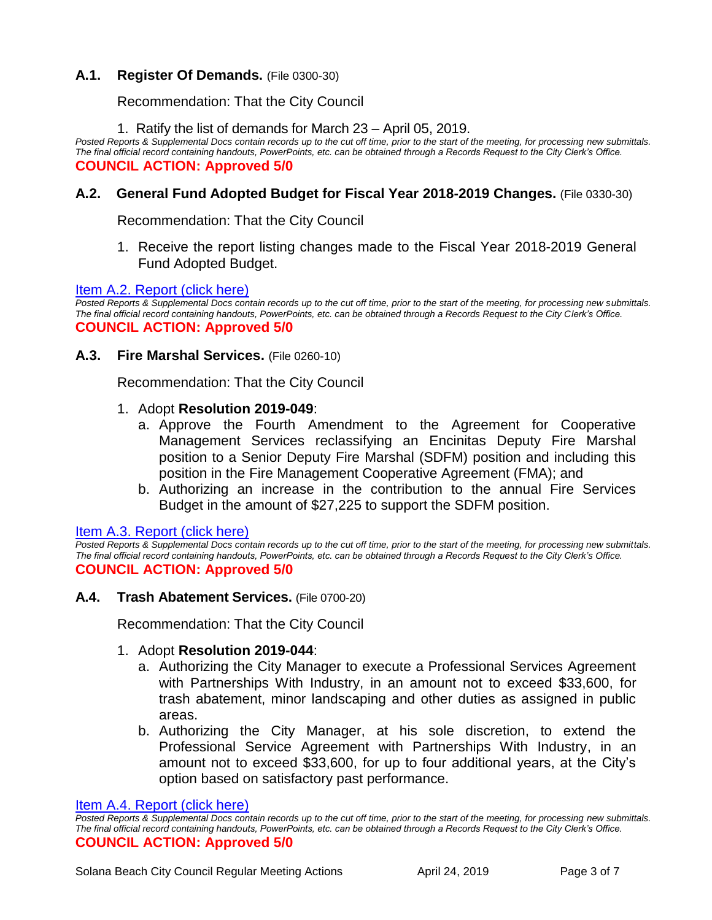### A.1. Register Of Demands. (File 0300-30)

Recommendation: That the City Council

1. Ratify the list of demands for March 23 – April 05, 2019.

*Posted Reports & Supplemental Docs contain records up to the cut off time, prior to the start of the meeting, for processing new submittals. The final official record containing handouts, PowerPoints, etc. can be obtained through a Records Request to the City Clerk's Office.*

**COUNCIL ACTION: Approved 5/0**

### A.2. General Fund Adopted Budget for Fiscal Year 2018-2019 Changes. (File 0330-30)

Recommendation: That the City Council

1. Receive the report listing changes made to the Fiscal Year 2018-2019 General Fund Adopted Budget.

Item A.2. Report (click here)

*Posted Reports & Supplemental Docs contain records up to the cut off time, prior to the start of the meeting, for processing new submittals. The final official record containing handouts, PowerPoints, etc. can be obtained through a Records Request to the City Clerk's Office.*

**COUNCIL ACTION: Approved 5/0**

### A.3. Fire Marshal Services. (File 0260-10)

Recommendation: That the City Council

1. Adopt **Resolution 2019-049**:
   a. Approve the Fourth Amendment to the Agreement for Cooperative Management Services reclassifying an Encinitas Deputy Fire Marshal position to a Senior Deputy Fire Marshal (SDFM) position and including this position in the Fire Management Cooperative Agreement (FMA); and
   b. Authorizing an increase in the contribution to the annual Fire Services Budget in the amount of $27,225 to support the SDFM position.

Item A.3. Report (click here)

*Posted Reports & Supplemental Docs contain records up to the cut off time, prior to the start of the meeting, for processing new submittals. The final official record containing handouts, PowerPoints, etc. can be obtained through a Records Request to the City Clerk's Office.*

**COUNCIL ACTION: Approved 5/0**

### A.4. Trash Abatement Services. (File 0700-20)

Recommendation: That the City Council

1. Adopt **Resolution 2019-044**:
   a. Authorizing the City Manager to execute a Professional Services Agreement with Partnerships With Industry, in an amount not to exceed $33,600, for trash abatement, minor landscaping and other duties as assigned in public areas.
   b. Authorizing the City Manager, at his sole discretion, to extend the Professional Service Agreement with Partnerships With Industry, in an amount not to exceed $33,600, for up to four additional years, at the City's option based on satisfactory past performance.

Item A.4. Report (click here)

*Posted Reports & Supplemental Docs contain records up to the cut off time, prior to the start of the meeting, for processing new submittals. The final official record containing handouts, PowerPoints, etc. can be obtained through a Records Request to the City Clerk's Office.*

**COUNCIL ACTION: Approved 5/0**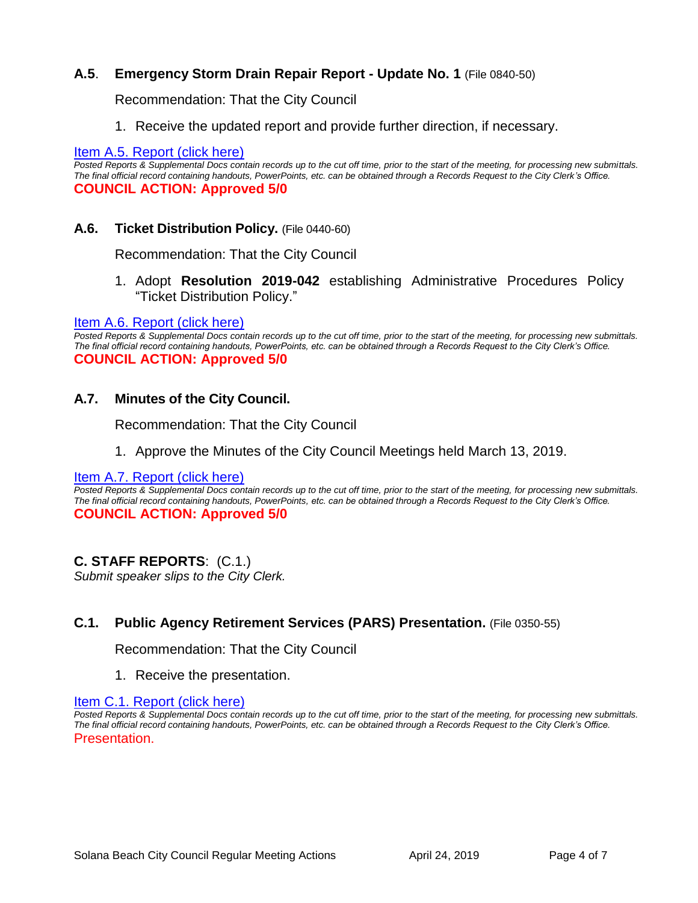### **A.5**. **Emergency Storm Drain Repair Report - Update No. 1** (File 0840-50)

Recommendation: That the City Council

1. Receive the updated report and provide further direction, if necessary.

Item A.5. Report (click here)

*Posted Reports & Supplemental Docs contain records up to the cut off time, prior to the start of the meeting, for processing new submittals. The final official record containing handouts, PowerPoints, etc. can be obtained through a Records Request to the City Clerk's Office.*

**COUNCIL ACTION: Approved 5/0**

### **A.6. Ticket Distribution Policy.** (File 0440-60)

Recommendation: That the City Council

1. Adopt **Resolution 2019-042** establishing Administrative Procedures Policy "Ticket Distribution Policy."

Item A.6. Report (click here)

*Posted Reports & Supplemental Docs contain records up to the cut off time, prior to the start of the meeting, for processing new submittals. The final official record containing handouts, PowerPoints, etc. can be obtained through a Records Request to the City Clerk's Office.*

**COUNCIL ACTION: Approved 5/0**

### **A.7. Minutes of the City Council.**

Recommendation: That the City Council

1. Approve the Minutes of the City Council Meetings held March 13, 2019.

Item A.7. Report (click here)

*Posted Reports & Supplemental Docs contain records up to the cut off time, prior to the start of the meeting, for processing new submittals. The final official record containing handouts, PowerPoints, etc. can be obtained through a Records Request to the City Clerk's Office.*

**COUNCIL ACTION: Approved 5/0**

## **C. STAFF REPORTS**: (C.1.)

*Submit speaker slips to the City Clerk.*

### **C.1. Public Agency Retirement Services (PARS) Presentation.** (File 0350-55)

Recommendation: That the City Council

1. Receive the presentation.

Item C.1. Report (click here)

*Posted Reports & Supplemental Docs contain records up to the cut off time, prior to the start of the meeting, for processing new submittals. The final official record containing handouts, PowerPoints, etc. can be obtained through a Records Request to the City Clerk's Office.*

Presentation.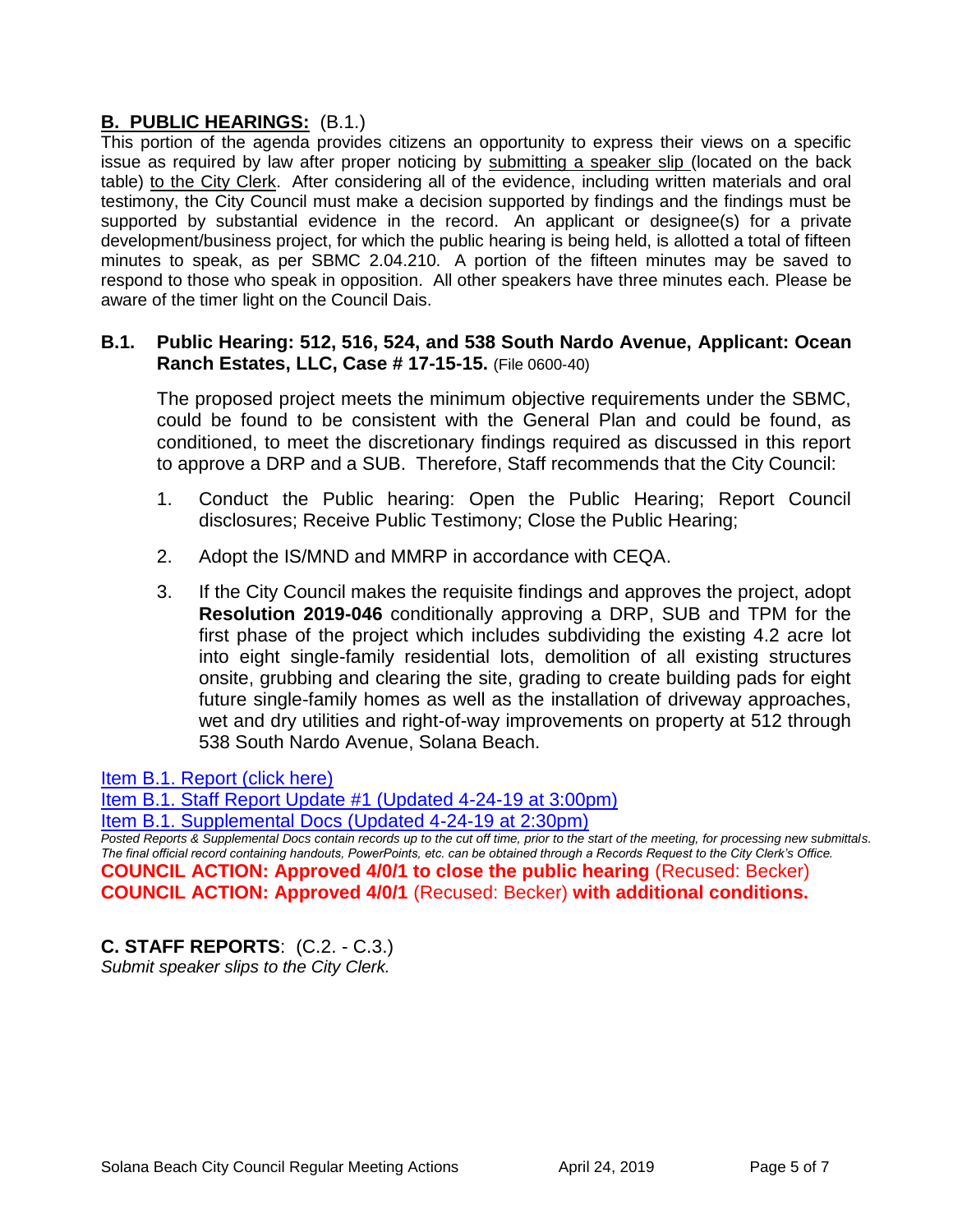## **B. PUBLIC HEARINGS:** (B.1.)

This portion of the agenda provides citizens an opportunity to express their views on a specific issue as required by law after proper noticing by submitting a speaker slip (located on the back table) to the City Clerk. After considering all of the evidence, including written materials and oral testimony, the City Council must make a decision supported by findings and the findings must be supported by substantial evidence in the record. An applicant or designee(s) for a private development/business project, for which the public hearing is being held, is allotted a total of fifteen minutes to speak, as per SBMC 2.04.210. A portion of the fifteen minutes may be saved to respond to those who speak in opposition. All other speakers have three minutes each. Please be aware of the timer light on the Council Dais.

### **B.1. Public Hearing: 512, 516, 524, and 538 South Nardo Avenue, Applicant: Ocean Ranch Estates, LLC, Case # 17-15-15.** (File 0600-40)

The proposed project meets the minimum objective requirements under the SBMC, could be found to be consistent with the General Plan and could be found, as conditioned, to meet the discretionary findings required as discussed in this report to approve a DRP and a SUB. Therefore, Staff recommends that the City Council:

1. Conduct the Public hearing: Open the Public Hearing; Report Council disclosures; Receive Public Testimony; Close the Public Hearing;
2. Adopt the IS/MND and MMRP in accordance with CEQA.
3. If the City Council makes the requisite findings and approves the project, adopt **Resolution 2019-046** conditionally approving a DRP, SUB and TPM for the first phase of the project which includes subdividing the existing 4.2 acre lot into eight single-family residential lots, demolition of all existing structures onsite, grubbing and clearing the site, grading to create building pads for eight future single-family homes as well as the installation of driveway approaches, wet and dry utilities and right-of-way improvements on property at 512 through 538 South Nardo Avenue, Solana Beach.

Item B.1. Report (click here)
Item B.1. Staff Report Update #1 (Updated 4-24-19 at 3:00pm)
Item B.1. Supplemental Docs (Updated 4-24-19 at 2:30pm)

*Posted Reports & Supplemental Docs contain records up to the cut off time, prior to the start of the meeting, for processing new submittals. The final official record containing handouts, PowerPoints, etc. can be obtained through a Records Request to the City Clerk's Office.*

**COUNCIL ACTION: Approved 4/0/1 to close the public hearing** (Recused: Becker)
**COUNCIL ACTION: Approved 4/0/1** (Recused: Becker) **with additional conditions.**

## **C. STAFF REPORTS**: (C.2. - C.3.)

*Submit speaker slips to the City Clerk.*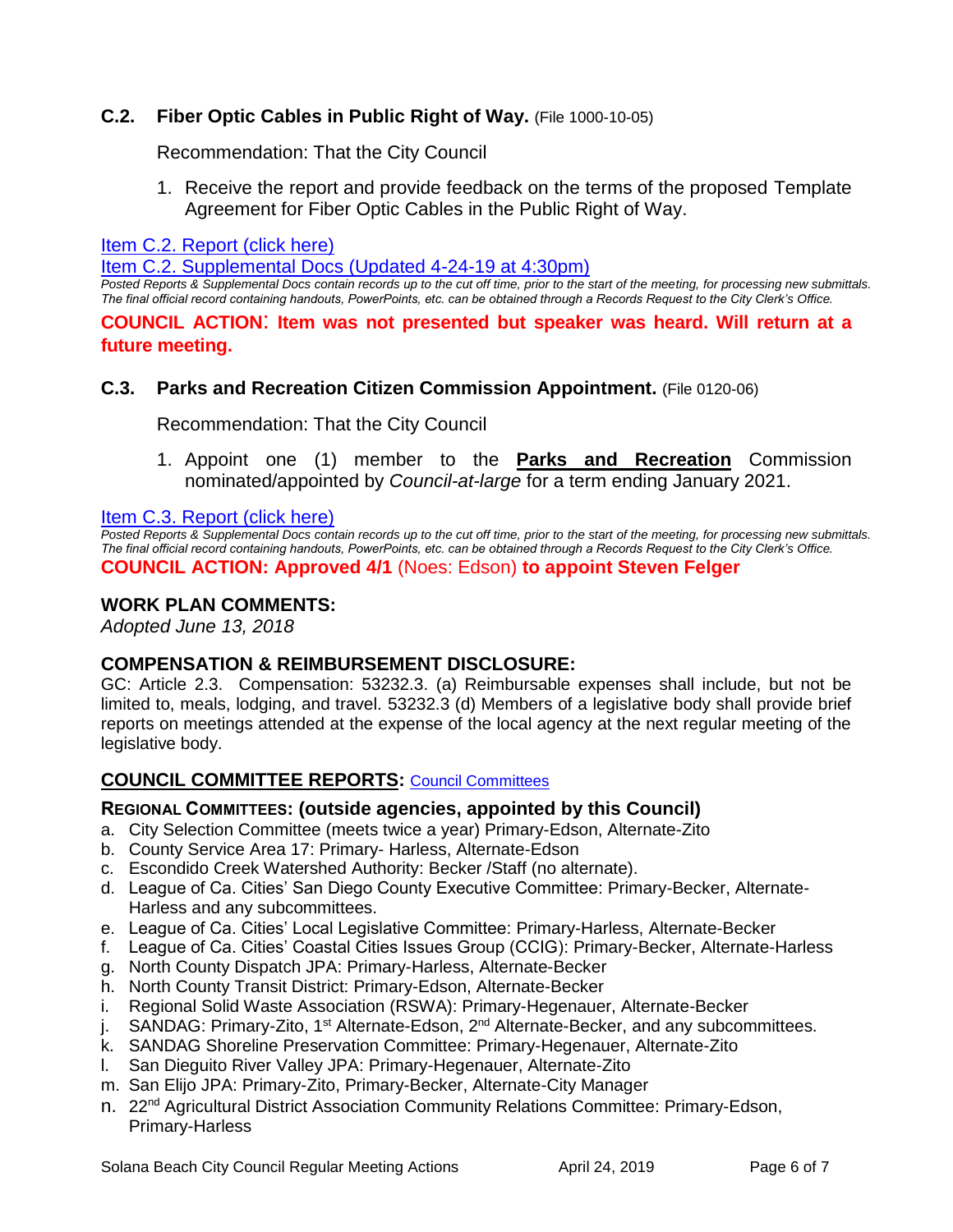### **C.2. Fiber Optic Cables in Public Right of Way.** (File 1000-10-05)

Recommendation: That the City Council

1. Receive the report and provide feedback on the terms of the proposed Template Agreement for Fiber Optic Cables in the Public Right of Way.

[Item C.2. Report (click here)]

[Item C.2. Supplemental Docs (Updated 4-24-19 at 4:30pm)]

*Posted Reports & Supplemental Docs contain records up to the cut off time, prior to the start of the meeting, for processing new submittals. The final official record containing handouts, PowerPoints, etc. can be obtained through a Records Request to the City Clerk's Office.*

**COUNCIL ACTION: Item was not presented but speaker was heard. Will return at a future meeting.**

### **C.3. Parks and Recreation Citizen Commission Appointment.** (File 0120-06)

Recommendation: That the City Council

1. Appoint one (1) member to the **Parks and Recreation** Commission nominated/appointed by *Council-at-large* for a term ending January 2021.

[Item C.3. Report (click here)]

*Posted Reports & Supplemental Docs contain records up to the cut off time, prior to the start of the meeting, for processing new submittals. The final official record containing handouts, PowerPoints, etc. can be obtained through a Records Request to the City Clerk's Office.*

**COUNCIL ACTION: Approved 4/1** (Noes: Edson) **to appoint Steven Felger**

## **WORK PLAN COMMENTS:**

*Adopted June 13, 2018*

## **COMPENSATION & REIMBURSEMENT DISCLOSURE:**

GC: Article 2.3. Compensation: 53232.3. (a) Reimbursable expenses shall include, but not be limited to, meals, lodging, and travel. 53232.3 (d) Members of a legislative body shall provide brief reports on meetings attended at the expense of the local agency at the next regular meeting of the legislative body.

## **COUNCIL COMMITTEE REPORTS:** [Council Committees]

### **REGIONAL COMMITTEES: (outside agencies, appointed by this Council)**

a. City Selection Committee (meets twice a year) Primary-Edson, Alternate-Zito
b. County Service Area 17: Primary- Harless, Alternate-Edson
c. Escondido Creek Watershed Authority: Becker /Staff (no alternate).
d. League of Ca. Cities' San Diego County Executive Committee: Primary-Becker, Alternate-Harless and any subcommittees.
e. League of Ca. Cities' Local Legislative Committee: Primary-Harless, Alternate-Becker
f. League of Ca. Cities' Coastal Cities Issues Group (CCIG): Primary-Becker, Alternate-Harless
g. North County Dispatch JPA: Primary-Harless, Alternate-Becker
h. North County Transit District: Primary-Edson, Alternate-Becker
i. Regional Solid Waste Association (RSWA): Primary-Hegenauer, Alternate-Becker
j. SANDAG: Primary-Zito, 1st Alternate-Edson, 2nd Alternate-Becker, and any subcommittees.
k. SANDAG Shoreline Preservation Committee: Primary-Hegenauer, Alternate-Zito
l. San Dieguito River Valley JPA: Primary-Hegenauer, Alternate-Zito
m. San Elijo JPA: Primary-Zito, Primary-Becker, Alternate-City Manager
n. 22nd Agricultural District Association Community Relations Committee: Primary-Edson, Primary-Harless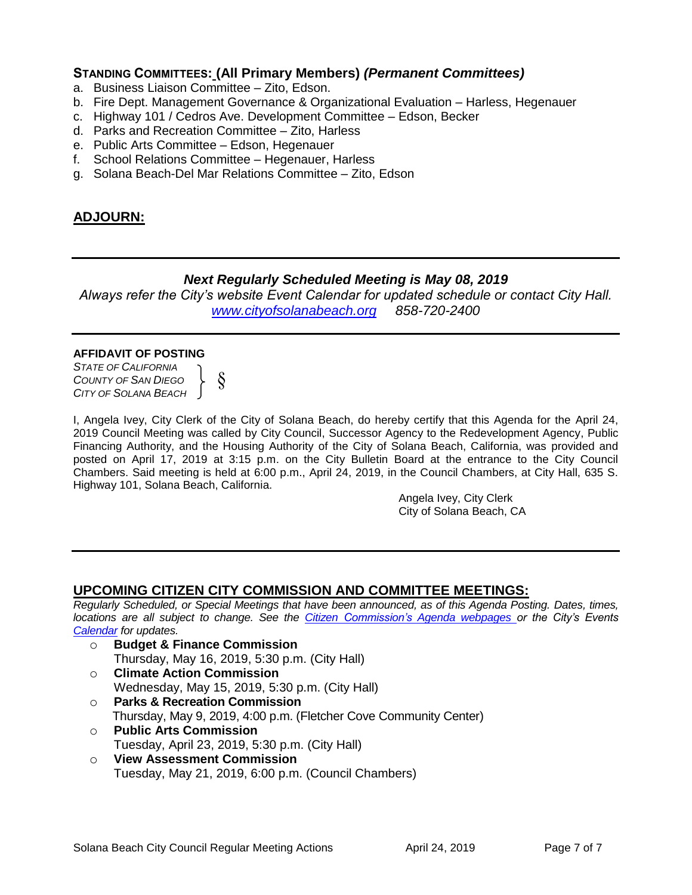**STANDING COMMITTEES: (All Primary Members)** ***(Permanent Committees)***

a. Business Liaison Committee – Zito, Edson.
b. Fire Dept. Management Governance & Organizational Evaluation – Harless, Hegenauer
c. Highway 101 / Cedros Ave. Development Committee – Edson, Becker
d. Parks and Recreation Committee – Zito, Harless
e. Public Arts Committee – Edson, Hegenauer
f. School Relations Committee – Hegenauer, Harless
g. Solana Beach-Del Mar Relations Committee – Zito, Edson

## ADJOURN:

---

***Next Regularly Scheduled Meeting is May 08, 2019***

*Always refer the City's website Event Calendar for updated schedule or contact City Hall.*
*[www.cityofsolanabeach.org](http://www.cityofsolanabeach.org) 858-720-2400*

---

**AFFIDAVIT OF POSTING**

*STATE OF CALIFORNIA*
*COUNTY OF SAN DIEGO* } §
*CITY OF SOLANA BEACH*

I, Angela Ivey, City Clerk of the City of Solana Beach, do hereby certify that this Agenda for the April 24, 2019 Council Meeting was called by City Council, Successor Agency to the Redevelopment Agency, Public Financing Authority, and the Housing Authority of the City of Solana Beach, California, was provided and posted on April 17, 2019 at 3:15 p.m. on the City Bulletin Board at the entrance to the City Council Chambers. Said meeting is held at 6:00 p.m., April 24, 2019, in the Council Chambers, at City Hall, 635 S. Highway 101, Solana Beach, California.

Angela Ivey, City Clerk
City of Solana Beach, CA

---

## UPCOMING CITIZEN CITY COMMISSION AND COMMITTEE MEETINGS:

*Regularly Scheduled, or Special Meetings that have been announced, as of this Agenda Posting. Dates, times, locations are all subject to change. See the Citizen Commission's Agenda webpages or the City's Events Calendar for updates.*

- **Budget & Finance Commission**
  Thursday, May 16, 2019, 5:30 p.m. (City Hall)
- **Climate Action Commission**
  Wednesday, May 15, 2019, 5:30 p.m. (City Hall)
- **Parks & Recreation Commission**
  Thursday, May 9, 2019, 4:00 p.m. (Fletcher Cove Community Center)
- **Public Arts Commission**
  Tuesday, April 23, 2019, 5:30 p.m. (City Hall)
- **View Assessment Commission**
  Tuesday, May 21, 2019, 6:00 p.m. (Council Chambers)